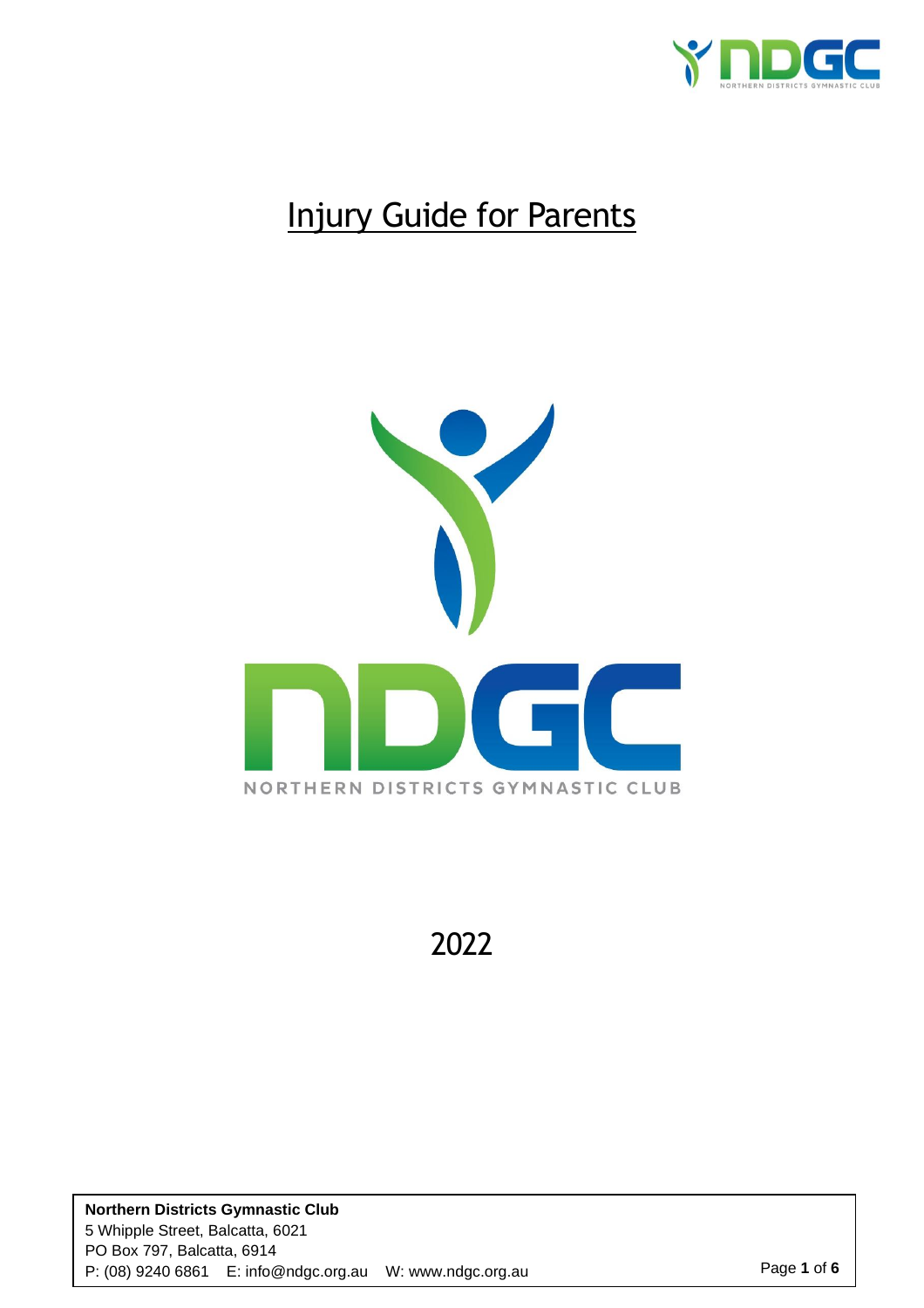# Injury Guide for Parents

NORTHERN DISTRICTS GYMNASTIC CLUB

2022

**Northern Districts Gymnastic Club**
5 Whipple Street, Balcatta, 6021
PO Box 797, Balcatta, 6914
P: (08) 9240 6861 E: info@ndgc.org.au W: www.ndgc.org.au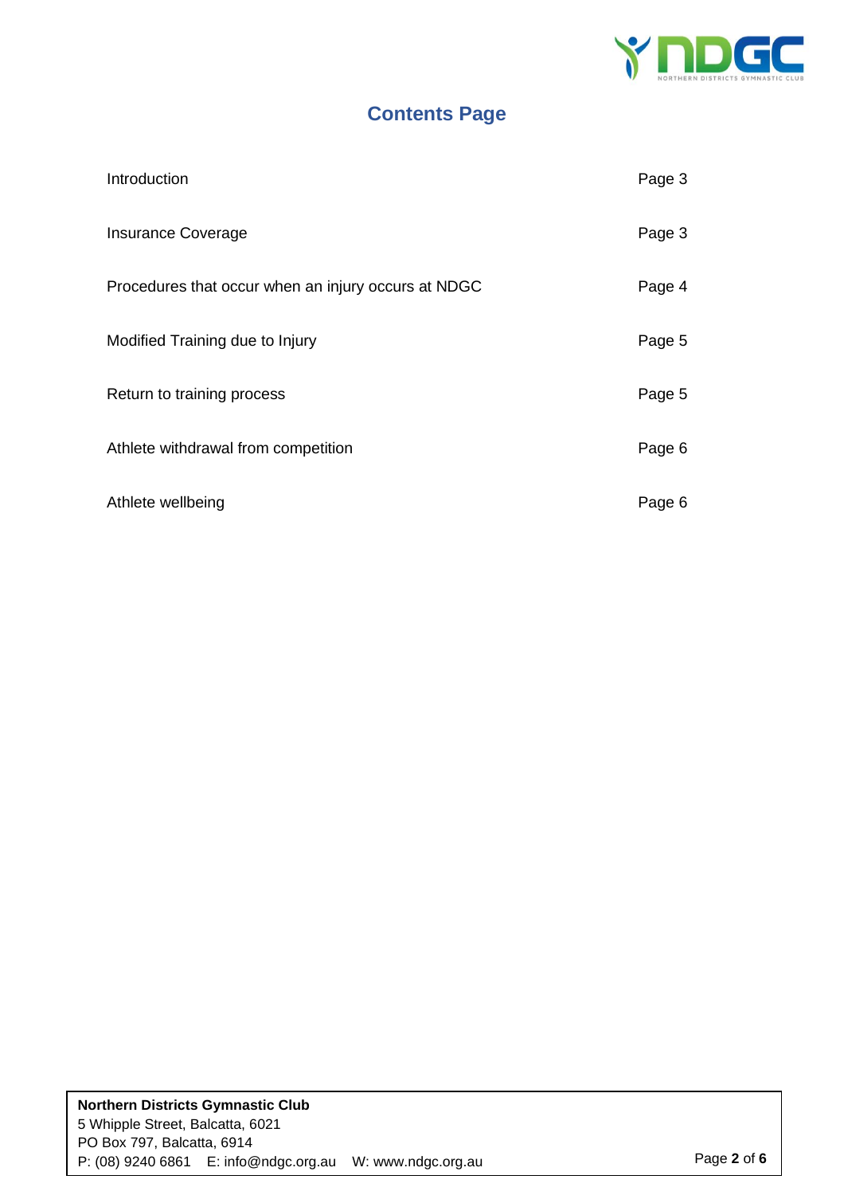# Contents Page

| | |
|---|---|
| Introduction | Page 3 |
| Insurance Coverage | Page 3 |
| Procedures that occur when an injury occurs at NDGC | Page 4 |
| Modified Training due to Injury | Page 5 |
| Return to training process | Page 5 |
| Athlete withdrawal from competition | Page 6 |
| Athlete wellbeing | Page 6 |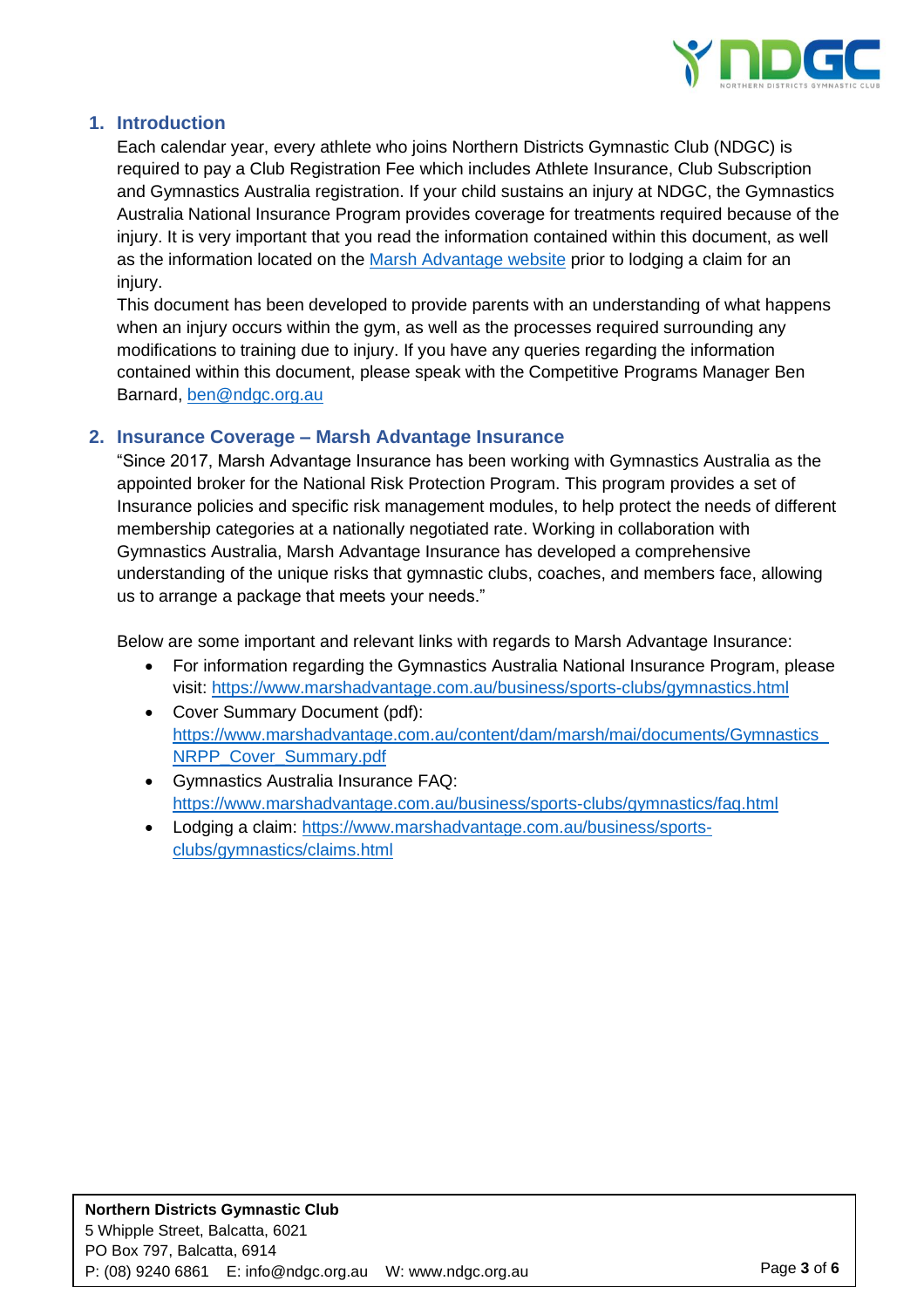## 1. Introduction

Each calendar year, every athlete who joins Northern Districts Gymnastic Club (NDGC) is required to pay a Club Registration Fee which includes Athlete Insurance, Club Subscription and Gymnastics Australia registration. If your child sustains an injury at NDGC, the Gymnastics Australia National Insurance Program provides coverage for treatments required because of the injury. It is very important that you read the information contained within this document, as well as the information located on the Marsh Advantage website prior to lodging a claim for an injury.

This document has been developed to provide parents with an understanding of what happens when an injury occurs within the gym, as well as the processes required surrounding any modifications to training due to injury. If you have any queries regarding the information contained within this document, please speak with the Competitive Programs Manager Ben Barnard, ben@ndgc.org.au

## 2. Insurance Coverage – Marsh Advantage Insurance

"Since 2017, Marsh Advantage Insurance has been working with Gymnastics Australia as the appointed broker for the National Risk Protection Program. This program provides a set of Insurance policies and specific risk management modules, to help protect the needs of different membership categories at a nationally negotiated rate. Working in collaboration with Gymnastics Australia, Marsh Advantage Insurance has developed a comprehensive understanding of the unique risks that gymnastic clubs, coaches, and members face, allowing us to arrange a package that meets your needs."

Below are some important and relevant links with regards to Marsh Advantage Insurance:

- For information regarding the Gymnastics Australia National Insurance Program, please visit: https://www.marshadvantage.com.au/business/sports-clubs/gymnastics.html
- Cover Summary Document (pdf): https://www.marshadvantage.com.au/content/dam/marsh/mai/documents/Gymnastics_NRPP_Cover_Summary.pdf
- Gymnastics Australia Insurance FAQ: https://www.marshadvantage.com.au/business/sports-clubs/gymnastics/faq.html
- Lodging a claim: https://www.marshadvantage.com.au/business/sports-clubs/gymnastics/claims.html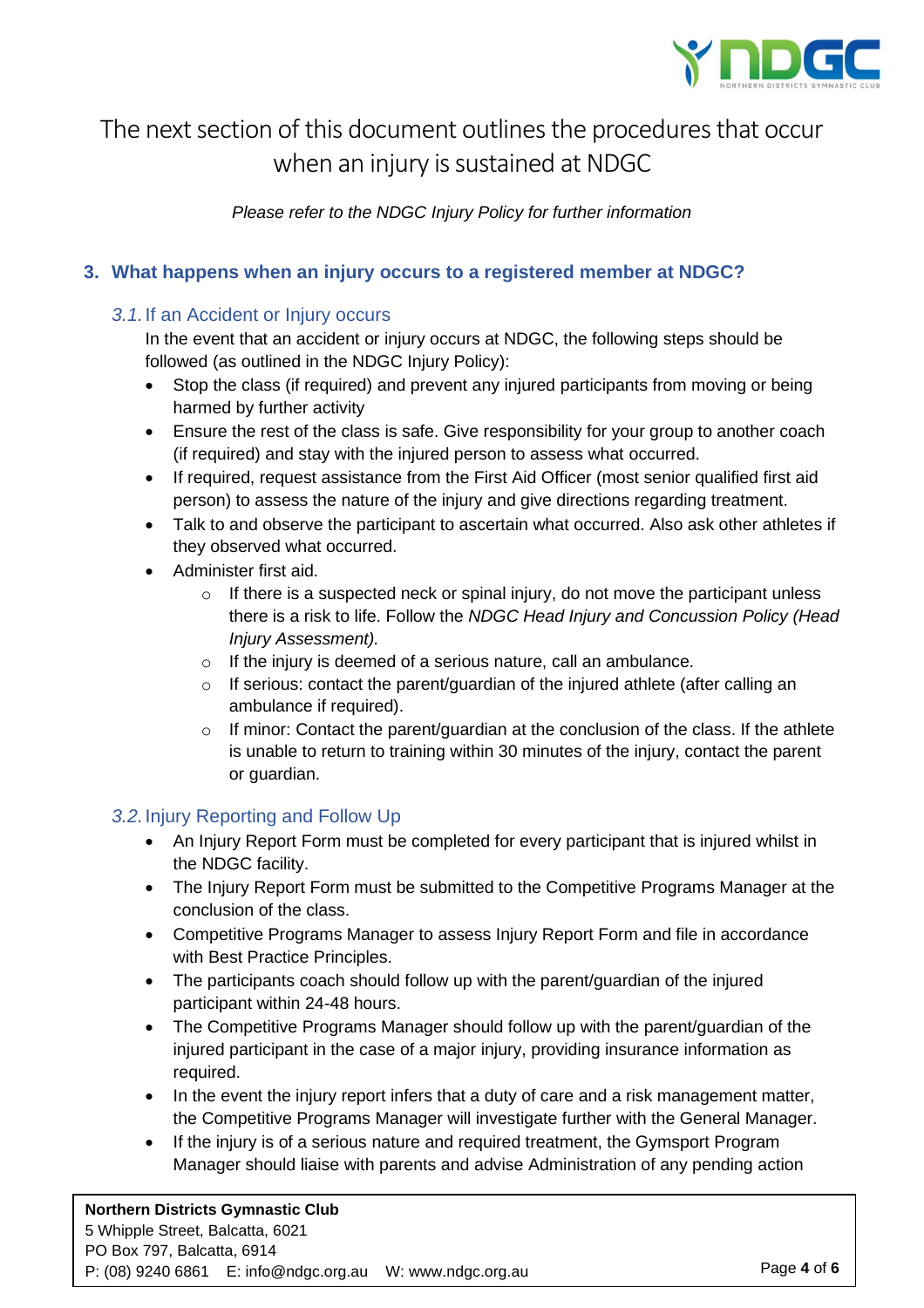# The next section of this document outlines the procedures that occur when an injury is sustained at NDGC

*Please refer to the NDGC Injury Policy for further information*

## 3. What happens when an injury occurs to a registered member at NDGC?

### *3.1.* If an Accident or Injury occurs

In the event that an accident or injury occurs at NDGC, the following steps should be followed (as outlined in the NDGC Injury Policy):

- Stop the class (if required) and prevent any injured participants from moving or being harmed by further activity
- Ensure the rest of the class is safe. Give responsibility for your group to another coach (if required) and stay with the injured person to assess what occurred.
- If required, request assistance from the First Aid Officer (most senior qualified first aid person) to assess the nature of the injury and give directions regarding treatment.
- Talk to and observe the participant to ascertain what occurred. Also ask other athletes if they observed what occurred.
- Administer first aid.
  - If there is a suspected neck or spinal injury, do not move the participant unless there is a risk to life. Follow the *NDGC Head Injury and Concussion Policy (Head Injury Assessment).*
  - If the injury is deemed of a serious nature, call an ambulance.
  - If serious: contact the parent/guardian of the injured athlete (after calling an ambulance if required).
  - If minor: Contact the parent/guardian at the conclusion of the class. If the athlete is unable to return to training within 30 minutes of the injury, contact the parent or guardian.

### *3.2.* Injury Reporting and Follow Up

- An Injury Report Form must be completed for every participant that is injured whilst in the NDGC facility.
- The Injury Report Form must be submitted to the Competitive Programs Manager at the conclusion of the class.
- Competitive Programs Manager to assess Injury Report Form and file in accordance with Best Practice Principles.
- The participants coach should follow up with the parent/guardian of the injured participant within 24-48 hours.
- The Competitive Programs Manager should follow up with the parent/guardian of the injured participant in the case of a major injury, providing insurance information as required.
- In the event the injury report infers that a duty of care and a risk management matter, the Competitive Programs Manager will investigate further with the General Manager.
- If the injury is of a serious nature and required treatment, the Gymsport Program Manager should liaise with parents and advise Administration of any pending action

**Northern Districts Gymnastic Club**
5 Whipple Street, Balcatta, 6021
PO Box 797, Balcatta, 6914
P: (08) 9240 6861 E: info@ndgc.org.au W: www.ndgc.org.au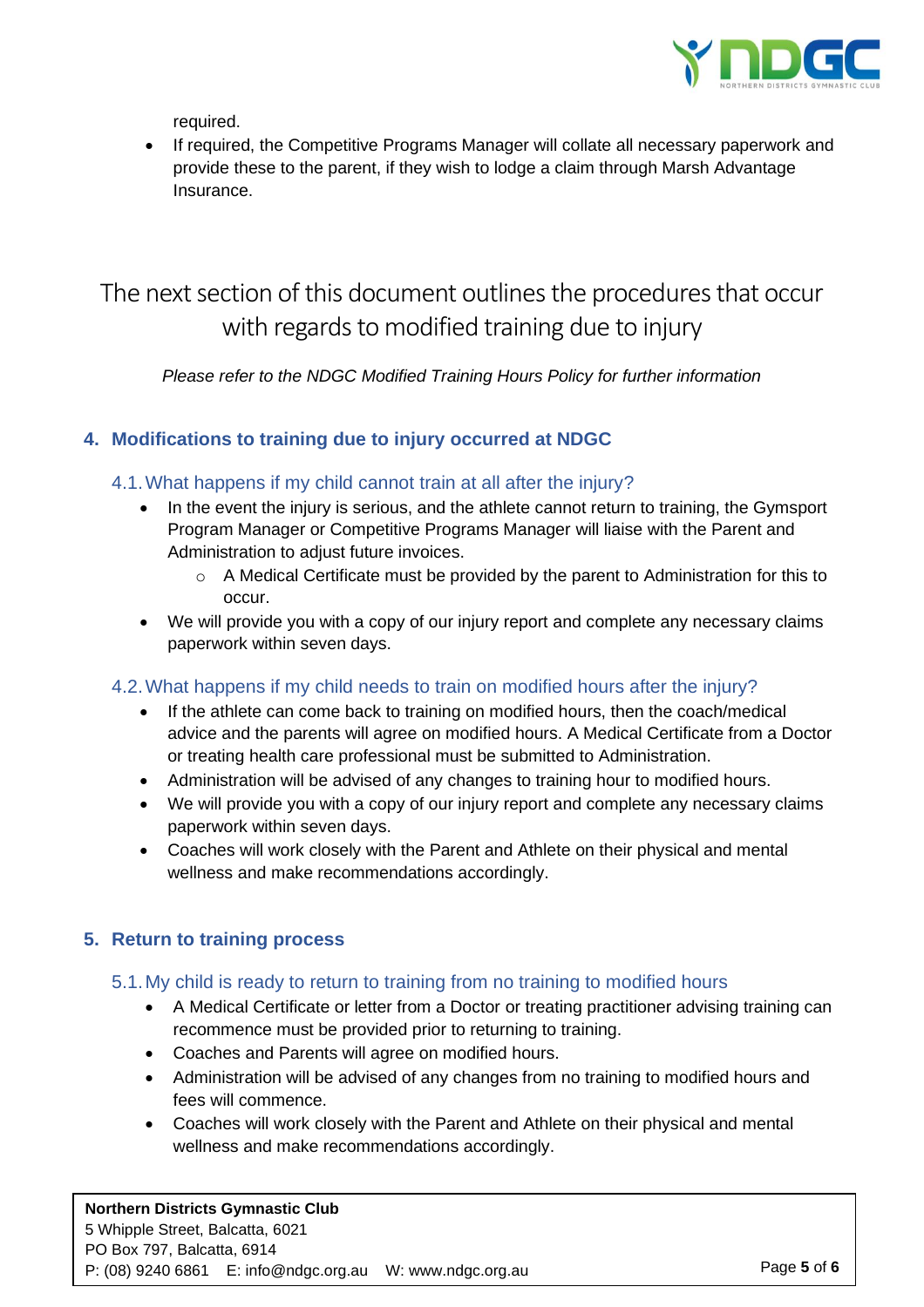required.

- If required, the Competitive Programs Manager will collate all necessary paperwork and provide these to the parent, if they wish to lodge a claim through Marsh Advantage Insurance.

## The next section of this document outlines the procedures that occur with regards to modified training due to injury

*Please refer to the NDGC Modified Training Hours Policy for further information*

## 4. Modifications to training due to injury occurred at NDGC

### 4.1. What happens if my child cannot train at all after the injury?

- In the event the injury is serious, and the athlete cannot return to training, the Gymsport Program Manager or Competitive Programs Manager will liaise with the Parent and Administration to adjust future invoices.
    - A Medical Certificate must be provided by the parent to Administration for this to occur.
- We will provide you with a copy of our injury report and complete any necessary claims paperwork within seven days.

### 4.2. What happens if my child needs to train on modified hours after the injury?

- If the athlete can come back to training on modified hours, then the coach/medical advice and the parents will agree on modified hours. A Medical Certificate from a Doctor or treating health care professional must be submitted to Administration.
- Administration will be advised of any changes to training hour to modified hours.
- We will provide you with a copy of our injury report and complete any necessary claims paperwork within seven days.
- Coaches will work closely with the Parent and Athlete on their physical and mental wellness and make recommendations accordingly.

## 5. Return to training process

### 5.1. My child is ready to return to training from no training to modified hours

- A Medical Certificate or letter from a Doctor or treating practitioner advising training can recommence must be provided prior to returning to training.
- Coaches and Parents will agree on modified hours.
- Administration will be advised of any changes from no training to modified hours and fees will commence.
- Coaches will work closely with the Parent and Athlete on their physical and mental wellness and make recommendations accordingly.

**Northern Districts Gymnastic Club**
5 Whipple Street, Balcatta, 6021
PO Box 797, Balcatta, 6914
P: (08) 9240 6861 E: info@ndgc.org.au W: www.ndgc.org.au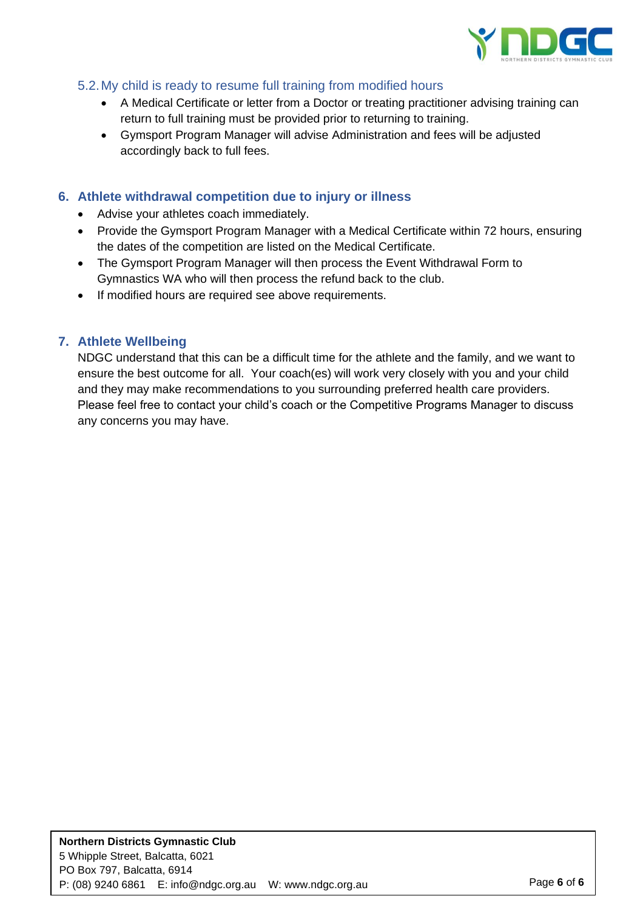### 5.2. My child is ready to resume full training from modified hours

- A Medical Certificate or letter from a Doctor or treating practitioner advising training can return to full training must be provided prior to returning to training.
- Gymsport Program Manager will advise Administration and fees will be adjusted accordingly back to full fees.

## 6. Athlete withdrawal competition due to injury or illness

- Advise your athletes coach immediately.
- Provide the Gymsport Program Manager with a Medical Certificate within 72 hours, ensuring the dates of the competition are listed on the Medical Certificate.
- The Gymsport Program Manager will then process the Event Withdrawal Form to Gymnastics WA who will then process the refund back to the club.
- If modified hours are required see above requirements.

## 7. Athlete Wellbeing

NDGC understand that this can be a difficult time for the athlete and the family, and we want to ensure the best outcome for all. Your coach(es) will work very closely with you and your child and they may make recommendations to you surrounding preferred health care providers. Please feel free to contact your child's coach or the Competitive Programs Manager to discuss any concerns you may have.